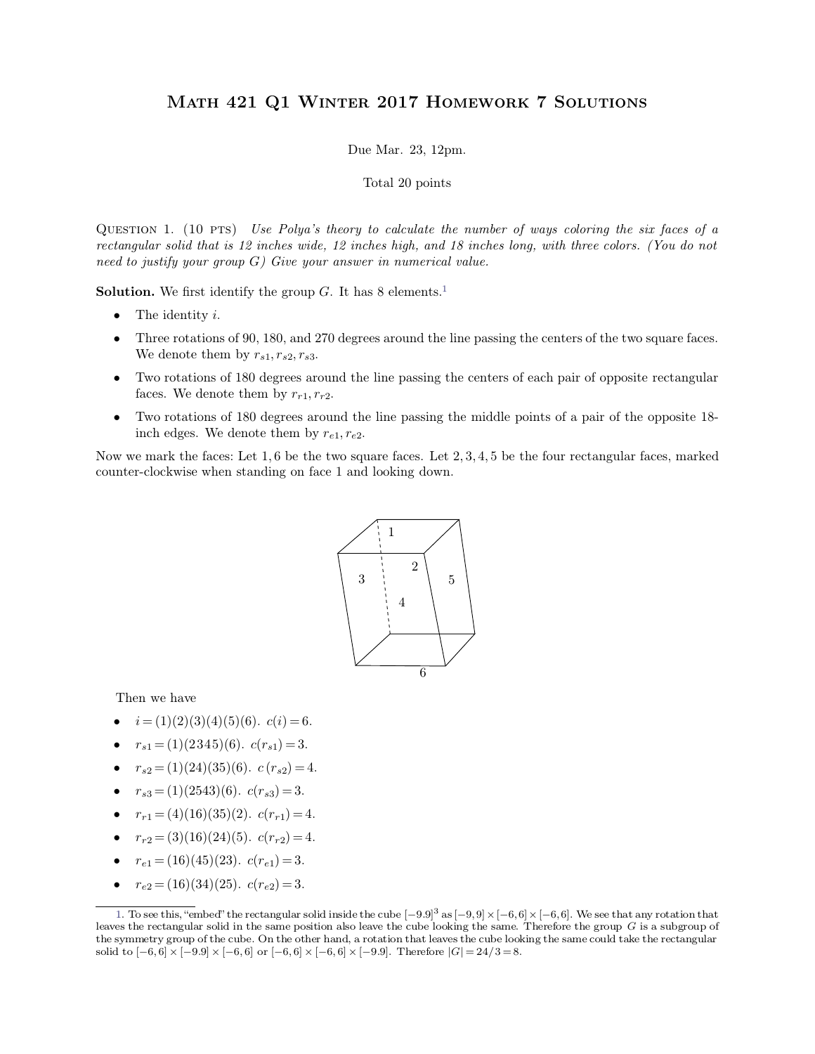# Math 421 Q1 Winter 2017 Homework 7 Solutions

Due Mar. 23, 12pm.

Total 20 points

Question 1. (10 pts) *Use Polya's theory to calculate the number of ways coloring the six faces of a rectangular solid that is 12 inches wide, 12 inches high, and 18 inches long, with three colors. (You do not need to justify your group G) Give your answer in numerical value.*

**Solution.** We first identify the group $G$. It has 8 elements.[1]

- The identity $i$.
- Three rotations of 90, 180, and 270 degrees around the line passing the centers of the two square faces. We denote them by $r_{s1}, r_{s2}, r_{s3}$.
- Two rotations of 180 degrees around the line passing the centers of each pair of opposite rectangular faces. We denote them by $r_{r1}, r_{r2}$.
- Two rotations of 180 degrees around the line passing the middle points of a pair of the opposite 18-inch edges. We denote them by $r_{e1}, r_{e2}$.

Now we mark the faces: Let 1, 6 be the two square faces. Let 2, 3, 4, 5 be the four rectangular faces, marked counter-clockwise when standing on face 1 and looking down.

Then we have

- $i = (1)(2)(3)(4)(5)(6)$. $c(i) = 6$.
- $r_{s1} = (1)(2345)(6)$. $c(r_{s1}) = 3$.
- $r_{s2} = (1)(24)(35)(6)$. $c(r_{s2}) = 4$.
- $r_{s3} = (1)(2543)(6)$. $c(r_{s3}) = 3$.
- $r_{r1} = (4)(16)(35)(2)$. $c(r_{r1}) = 4$.
- $r_{r2} = (3)(16)(24)(5)$. $c(r_{r2}) = 4$.
- $r_{e1} = (16)(45)(23)$. $c(r_{e1}) = 3$.
- $r_{e2} = (16)(34)(25)$. $c(r_{e2}) = 3$.

---

1. To see this, "embed" the rectangular solid inside the cube $[-9.9]^3$ as $[-9,9] \times [-6,6] \times [-6,6]$. We see that any rotation that leaves the rectangular solid in the same position also leave the cube looking the same. Therefore the group $G$ is a subgroup of the symmetry group of the cube. On the other hand, a rotation that leaves the cube looking the same could take the rectangular solid to $[-6,6] \times [-9.9] \times [-6,6]$ or $[-6,6] \times [-6,6] \times [-9.9]$. Therefore $|G| = 24/3 = 8$.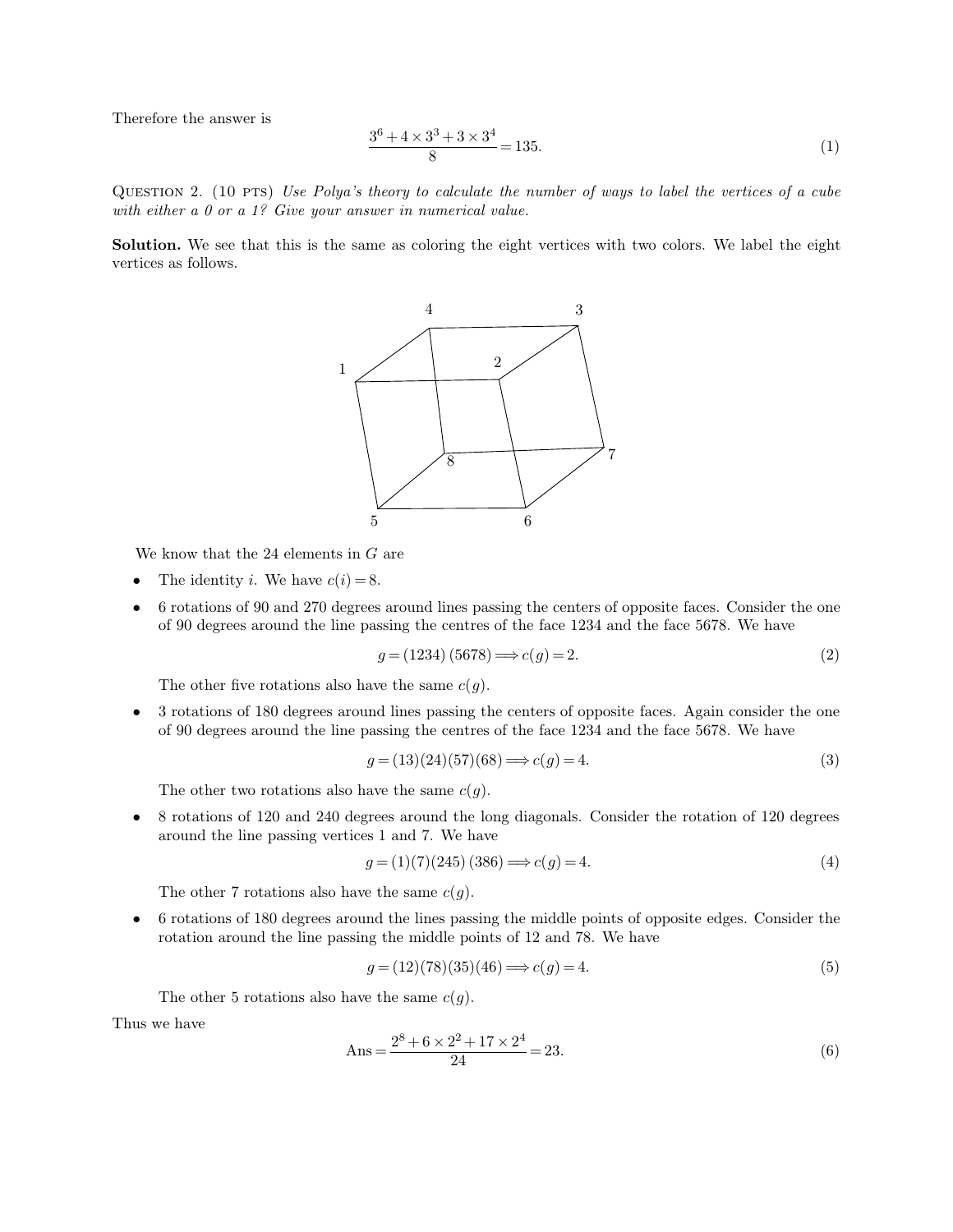Therefore the answer is

$$\frac{3^6 + 4 \times 3^3 + 3 \times 3^4}{8} = 135. \tag{1}$$

QUESTION 2. (10 PTS) *Use Polya's theory to calculate the number of ways to label the vertices of a cube with either a 0 or a 1? Give your answer in numerical value.*

**Solution.** We see that this is the same as coloring the eight vertices with two colors. We label the eight vertices as follows.

4
3
1
2
8
7
5
6

We know that the 24 elements in $G$ are

- The identity $i$. We have $c(i) = 8$.
- 6 rotations of 90 and 270 degrees around lines passing the centers of opposite faces. Consider the one of 90 degrees around the line passing the centres of the face 1234 and the face 5678. We have

$$g = (1234)\,(5678) \Longrightarrow c(g) = 2. \tag{2}$$

  The other five rotations also have the same $c(g)$.

- 3 rotations of 180 degrees around lines passing the centers of opposite faces. Again consider the one of 90 degrees around the line passing the centres of the face 1234 and the face 5678. We have

$$g = (13)(24)(57)(68) \Longrightarrow c(g) = 4. \tag{3}$$

  The other two rotations also have the same $c(g)$.

- 8 rotations of 120 and 240 degrees around the long diagonals. Consider the rotation of 120 degrees around the line passing vertices 1 and 7. We have

$$g = (1)(7)(245)\,(386) \Longrightarrow c(g) = 4. \tag{4}$$

  The other 7 rotations also have the same $c(g)$.

- 6 rotations of 180 degrees around the lines passing the middle points of opposite edges. Consider the rotation around the line passing the middle points of 12 and 78. We have

$$g = (12)(78)(35)(46) \Longrightarrow c(g) = 4. \tag{5}$$

  The other 5 rotations also have the same $c(g)$.

Thus we have

$$\text{Ans} = \frac{2^8 + 6 \times 2^2 + 17 \times 2^4}{24} = 23. \tag{6}$$